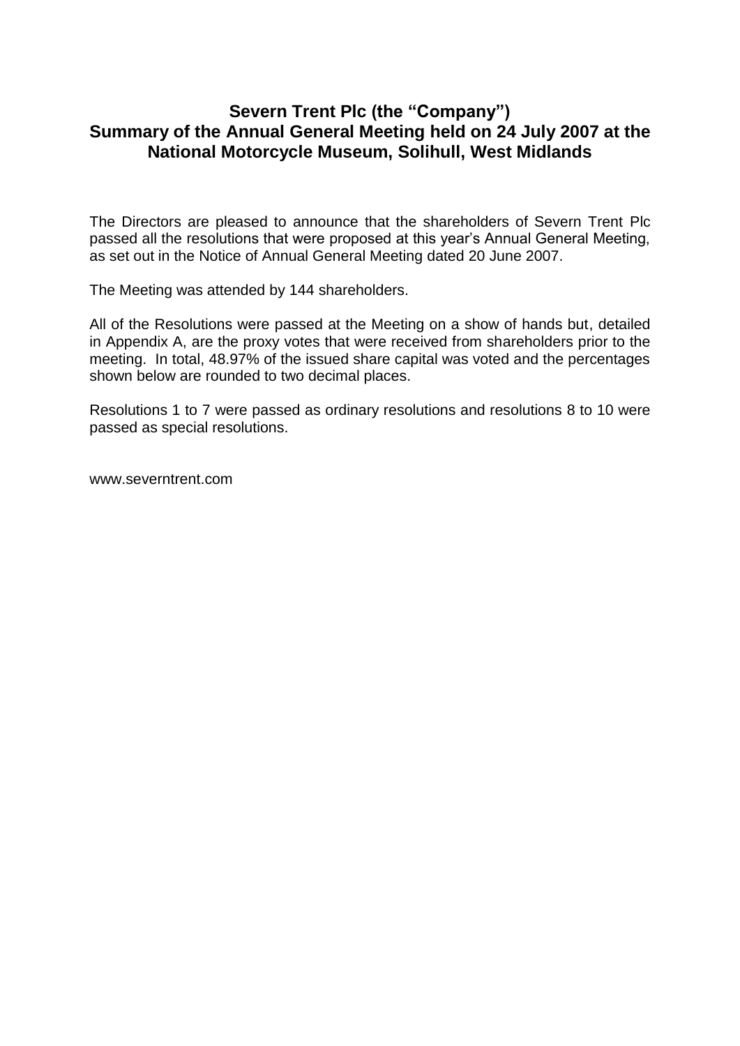# Severn Trent Plc (the "Company")
# Summary of the Annual General Meeting held on 24 July 2007 at the National Motorcycle Museum, Solihull, West Midlands

The Directors are pleased to announce that the shareholders of Severn Trent Plc passed all the resolutions that were proposed at this year's Annual General Meeting, as set out in the Notice of Annual General Meeting dated 20 June 2007.

The Meeting was attended by 144 shareholders.

All of the Resolutions were passed at the Meeting on a show of hands but, detailed in Appendix A, are the proxy votes that were received from shareholders prior to the meeting. In total, 48.97% of the issued share capital was voted and the percentages shown below are rounded to two decimal places.

Resolutions 1 to 7 were passed as ordinary resolutions and resolutions 8 to 10 were passed as special resolutions.

www.severntrent.com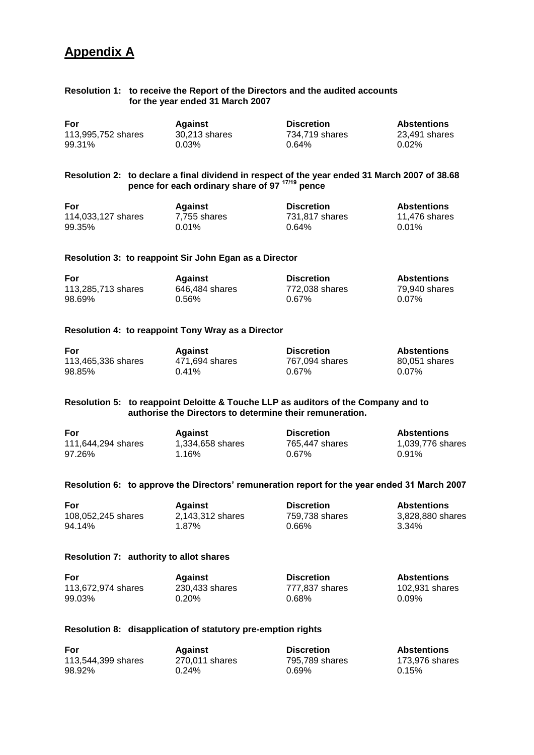# Appendix A

**Resolution 1: to receive the Report of the Directors and the audited accounts for the year ended 31 March 2007**

| For | Against | Discretion | Abstentions |
|---|---|---|---|
| 113,995,752 shares | 30,213 shares | 734,719 shares | 23,491 shares |
| 99.31% | 0.03% | 0.64% | 0.02% |

**Resolution 2: to declare a final dividend in respect of the year ended 31 March 2007 of 38.68 pence for each ordinary share of 97 $^{17/19}$ pence**

| For | Against | Discretion | Abstentions |
|---|---|---|---|
| 114,033,127 shares | 7,755 shares | 731,817 shares | 11,476 shares |
| 99.35% | 0.01% | 0.64% | 0.01% |

**Resolution 3: to reappoint Sir John Egan as a Director**

| For | Against | Discretion | Abstentions |
|---|---|---|---|
| 113,285,713 shares | 646,484 shares | 772,038 shares | 79,940 shares |
| 98.69% | 0.56% | 0.67% | 0.07% |

**Resolution 4: to reappoint Tony Wray as a Director**

| For | Against | Discretion | Abstentions |
|---|---|---|---|
| 113,465,336 shares | 471,694 shares | 767,094 shares | 80,051 shares |
| 98.85% | 0.41% | 0.67% | 0.07% |

**Resolution 5: to reappoint Deloitte & Touche LLP as auditors of the Company and to authorise the Directors to determine their remuneration.**

| For | Against | Discretion | Abstentions |
|---|---|---|---|
| 111,644,294 shares | 1,334,658 shares | 765,447 shares | 1,039,776 shares |
| 97.26% | 1.16% | 0.67% | 0.91% |

**Resolution 6: to approve the Directors' remuneration report for the year ended 31 March 2007**

| For | Against | Discretion | Abstentions |
|---|---|---|---|
| 108,052,245 shares | 2,143,312 shares | 759,738 shares | 3,828,880 shares |
| 94.14% | 1.87% | 0.66% | 3.34% |

**Resolution 7: authority to allot shares**

| For | Against | Discretion | Abstentions |
|---|---|---|---|
| 113,672,974 shares | 230,433 shares | 777,837 shares | 102,931 shares |
| 99.03% | 0.20% | 0.68% | 0.09% |

**Resolution 8: disapplication of statutory pre-emption rights**

| For | Against | Discretion | Abstentions |
|---|---|---|---|
| 113,544,399 shares | 270,011 shares | 795,789 shares | 173,976 shares |
| 98.92% | 0.24% | 0.69% | 0.15% |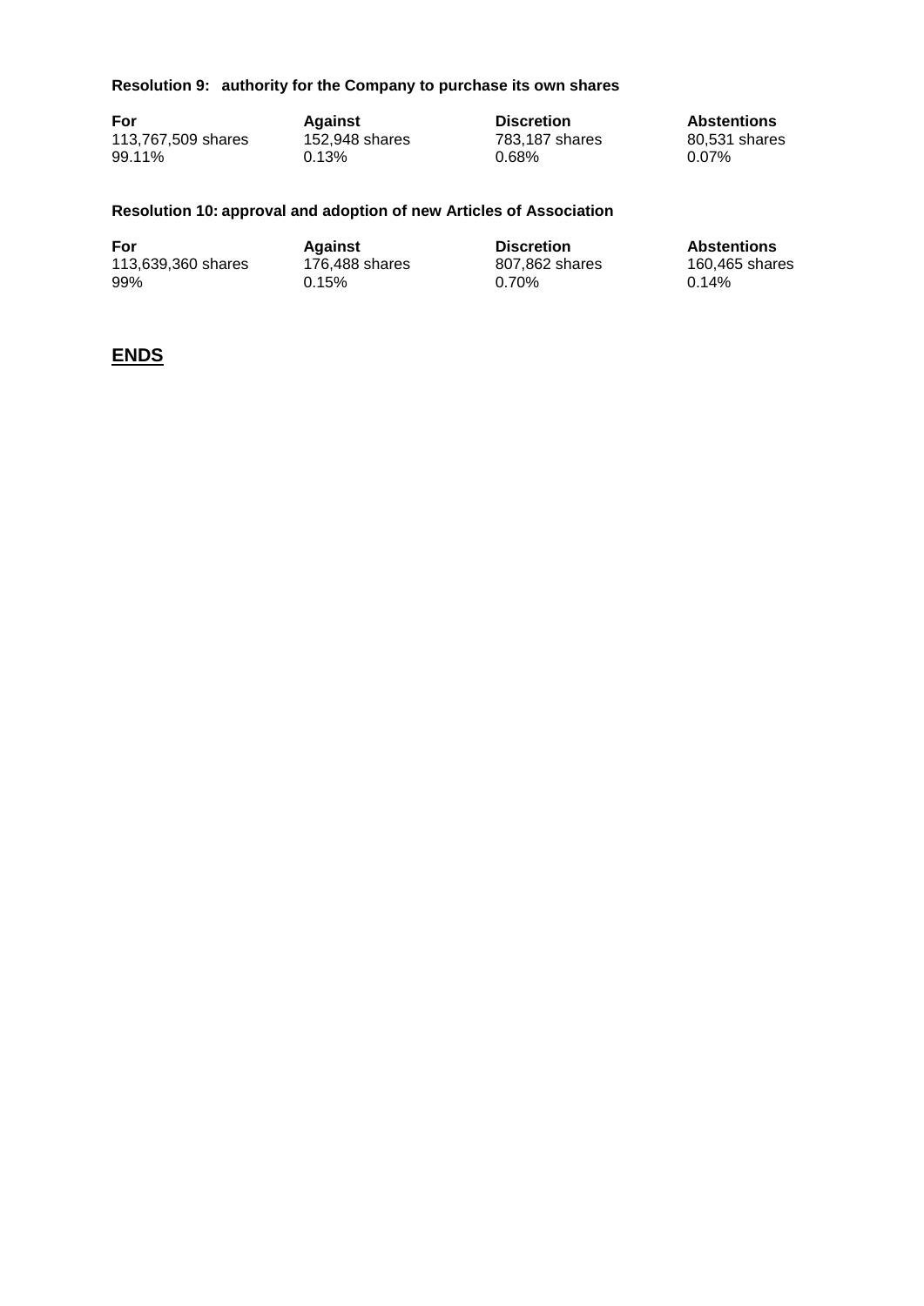**Resolution 9: authority for the Company to purchase its own shares**

| For | Against | Discretion | Abstentions |
|---|---|---|---|
| 113,767,509 shares | 152,948 shares | 783,187 shares | 80,531 shares |
| 99.11% | 0.13% | 0.68% | 0.07% |

**Resolution 10: approval and adoption of new Articles of Association**

| For | Against | Discretion | Abstentions |
|---|---|---|---|
| 113,639,360 shares | 176,488 shares | 807,862 shares | 160,465 shares |
| 99% | 0.15% | 0.70% | 0.14% |

**ENDS**